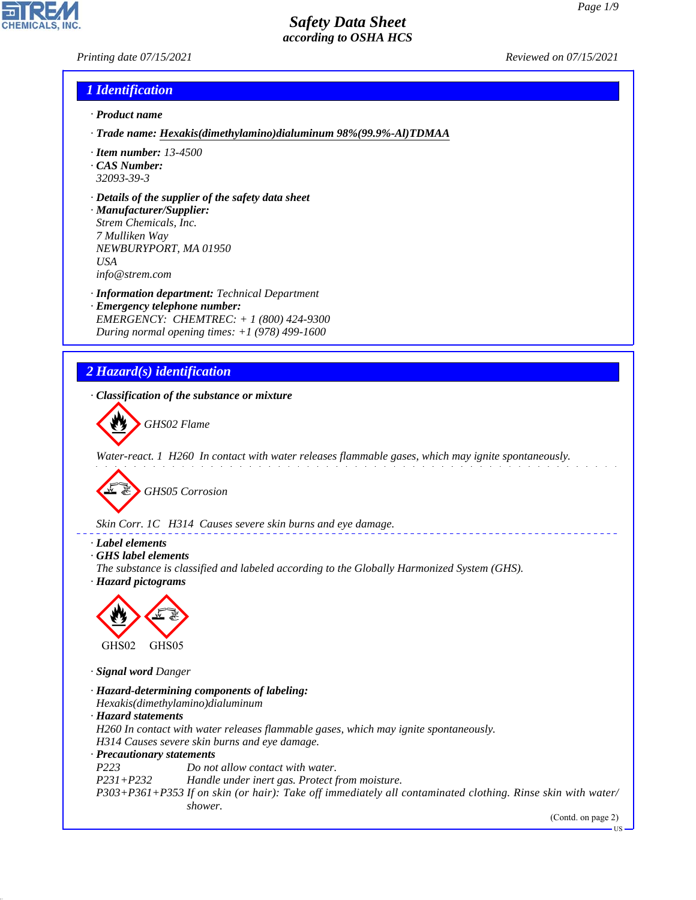# Safety Data Sheet
*according to OSHA HCS*

Printing date 07/15/2021 Reviewed on 07/15/2021

## 1 Identification

· **Product name**

· **Trade name: Hexakis(dimethylamino)dialuminum 98%(99.9%-Al)TDMAA**

· **Item number:** 13-4500
· **CAS Number:**
32093-39-3

· **Details of the supplier of the safety data sheet**
· **Manufacturer/Supplier:**
Strem Chemicals, Inc.
7 Mulliken Way
NEWBURYPORT, MA 01950
USA
info@strem.com

· **Information department:** Technical Department
· **Emergency telephone number:**
EMERGENCY: CHEMTREC: + 1 (800) 424-9300
During normal opening times: +1 (978) 499-1600

## 2 Hazard(s) identification

· **Classification of the substance or mixture**

GHS02 Flame

Water-react. 1 H260 In contact with water releases flammable gases, which may ignite spontaneously.

GHS05 Corrosion

Skin Corr. 1C H314 Causes severe skin burns and eye damage.

· **Label elements**
· **GHS label elements**
The substance is classified and labeled according to the Globally Harmonized System (GHS).
· **Hazard pictograms**

GHS02 GHS05

· **Signal word** Danger

· **Hazard-determining components of labeling:**
Hexakis(dimethylamino)dialuminum
· **Hazard statements**
H260 In contact with water releases flammable gases, which may ignite spontaneously.
H314 Causes severe skin burns and eye damage.
· **Precautionary statements**
P223 Do not allow contact with water.
P231+P232 Handle under inert gas. Protect from moisture.
P303+P361+P353 If on skin (or hair): Take off immediately all contaminated clothing. Rinse skin with water/shower.

(Contd. on page 2)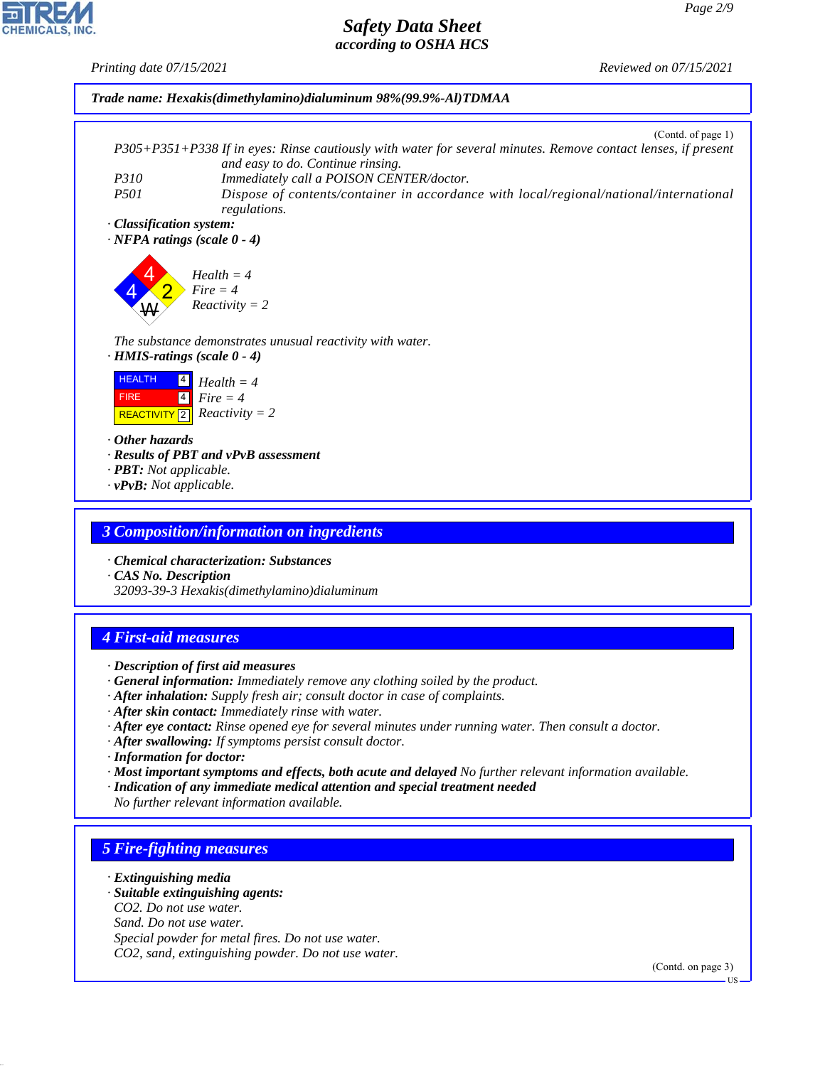**Trade name: Hexakis(dimethylamino)dialuminum 98%(99.9%-Al)TDMAA**

(Contd. of page 1)

P305+P351+P338 If in eyes: Rinse cautiously with water for several minutes. Remove contact lenses, if present and easy to do. Continue rinsing.

P310 Immediately call a POISON CENTER/doctor.

P501 Dispose of contents/container in accordance with local/regional/national/international regulations.

· **Classification system:**

· **NFPA ratings (scale 0 - 4)**

Health = 4
Fire = 4
Reactivity = 2

The substance demonstrates unusual reactivity with water.

· **HMIS-ratings (scale 0 - 4)**

| | | |
|---|---|---|
| HEALTH | 4 | Health = 4 |
| FIRE | 4 | Fire = 4 |
| REACTIVITY | 2 | Reactivity = 2 |

· **Other hazards**
· **Results of PBT and vPvB assessment**
· **PBT:** Not applicable.
· **vPvB:** Not applicable.

## 3 Composition/information on ingredients

· **Chemical characterization: Substances**
· **CAS No. Description**
32093-39-3 Hexakis(dimethylamino)dialuminum

## 4 First-aid measures

· **Description of first aid measures**
· **General information:** Immediately remove any clothing soiled by the product.
· **After inhalation:** Supply fresh air; consult doctor in case of complaints.
· **After skin contact:** Immediately rinse with water.
· **After eye contact:** Rinse opened eye for several minutes under running water. Then consult a doctor.
· **After swallowing:** If symptoms persist consult doctor.
· **Information for doctor:**
· **Most important symptoms and effects, both acute and delayed** No further relevant information available.
· **Indication of any immediate medical attention and special treatment needed**
No further relevant information available.

## 5 Fire-fighting measures

· **Extinguishing media**
· **Suitable extinguishing agents:**
CO2. Do not use water.
Sand. Do not use water.
Special powder for metal fires. Do not use water.
CO2, sand, extinguishing powder. Do not use water.

(Contd. on page 3)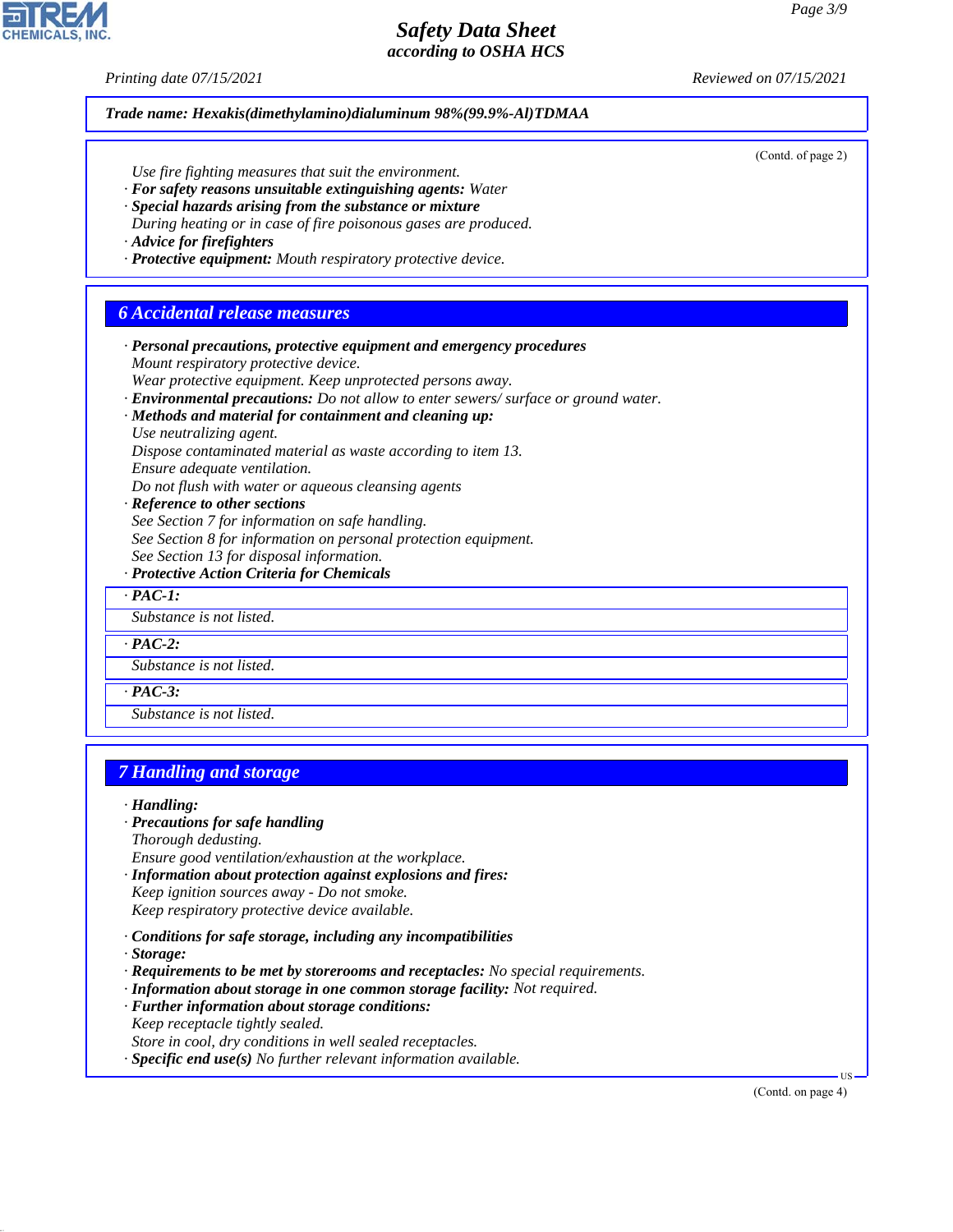**Trade name: Hexakis(dimethylamino)dialuminum 98%(99.9%-Al)TDMAA**

(Contd. of page 2)

Use fire fighting measures that suit the environment.
· **For safety reasons unsuitable extinguishing agents:** Water
· **Special hazards arising from the substance or mixture**
During heating or in case of fire poisonous gases are produced.
· **Advice for firefighters**
· **Protective equipment:** Mouth respiratory protective device.

## 6 Accidental release measures

· **Personal precautions, protective equipment and emergency procedures**
Mount respiratory protective device.
Wear protective equipment. Keep unprotected persons away.
· **Environmental precautions:** Do not allow to enter sewers/ surface or ground water.
· **Methods and material for containment and cleaning up:**
Use neutralizing agent.
Dispose contaminated material as waste according to item 13.
Ensure adequate ventilation.
Do not flush with water or aqueous cleansing agents
· **Reference to other sections**
See Section 7 for information on safe handling.
See Section 8 for information on personal protection equipment.
See Section 13 for disposal information.
· **Protective Action Criteria for Chemicals**

· **PAC-1:**
Substance is not listed.

· **PAC-2:**
Substance is not listed.

· **PAC-3:**
Substance is not listed.

## 7 Handling and storage

· **Handling:**
· **Precautions for safe handling**
Thorough dedusting.
Ensure good ventilation/exhaustion at the workplace.
· **Information about protection against explosions and fires:**
Keep ignition sources away - Do not smoke.
Keep respiratory protective device available.

· **Conditions for safe storage, including any incompatibilities**
· **Storage:**
· **Requirements to be met by storerooms and receptacles:** No special requirements.
· **Information about storage in one common storage facility:** Not required.
· **Further information about storage conditions:**
Keep receptacle tightly sealed.
Store in cool, dry conditions in well sealed receptacles.
· **Specific end use(s)** No further relevant information available.

(Contd. on page 4)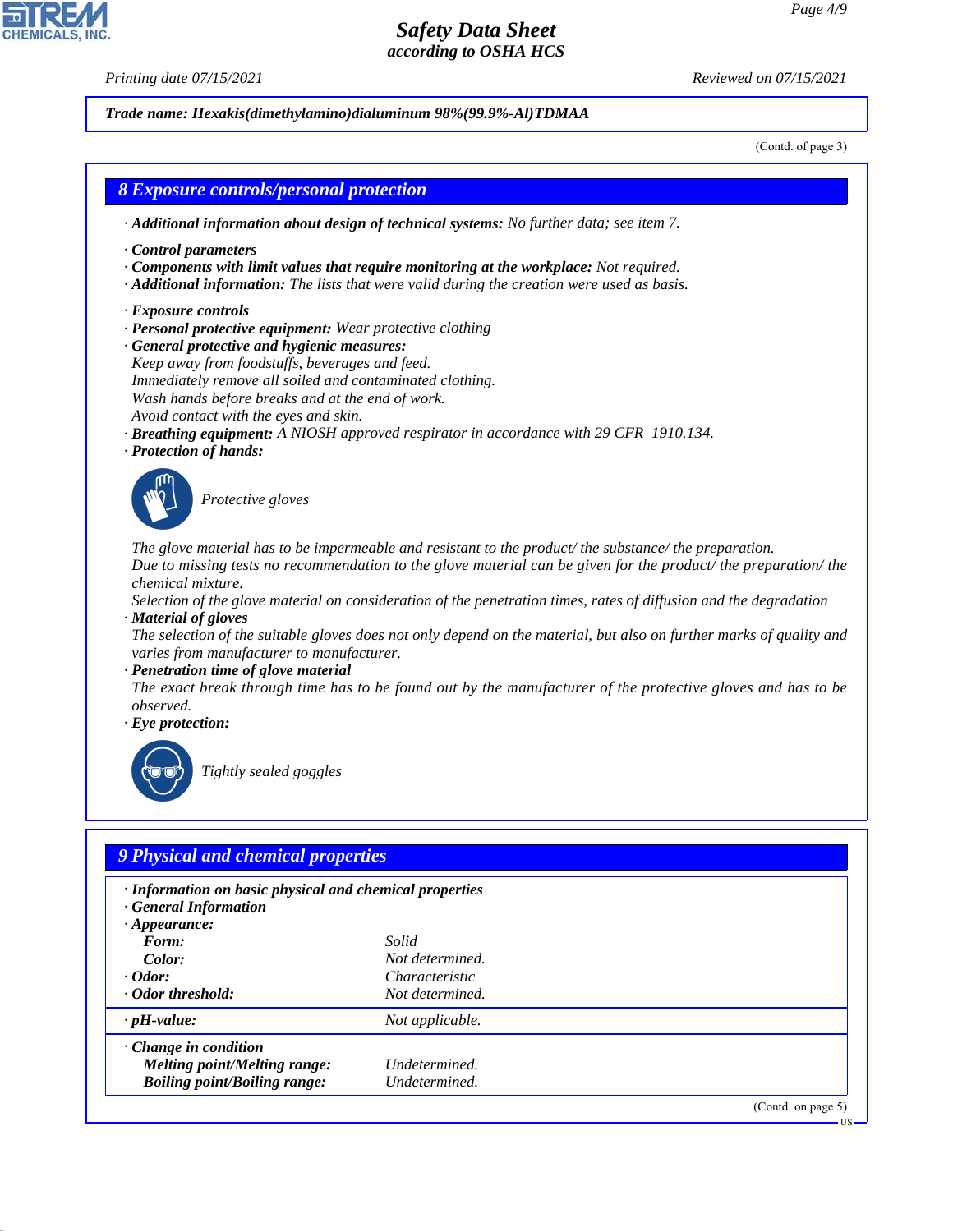Trade name: Hexakis(dimethylamino)dialuminum 98%(99.9%-Al)TDMAA

(Contd. of page 3)

## 8 Exposure controls/personal protection

· **Additional information about design of technical systems:** No further data; see item 7.

· **Control parameters**
· **Components with limit values that require monitoring at the workplace:** Not required.
· **Additional information:** The lists that were valid during the creation were used as basis.

· **Exposure controls**
· **Personal protective equipment:** Wear protective clothing
· **General protective and hygienic measures:**
Keep away from foodstuffs, beverages and feed.
Immediately remove all soiled and contaminated clothing.
Wash hands before breaks and at the end of work.
Avoid contact with the eyes and skin.
· **Breathing equipment:** A NIOSH approved respirator in accordance with 29 CFR 1910.134.
· **Protection of hands:**

Protective gloves

The glove material has to be impermeable and resistant to the product/ the substance/ the preparation.
Due to missing tests no recommendation to the glove material can be given for the product/ the preparation/ the chemical mixture.
Selection of the glove material on consideration of the penetration times, rates of diffusion and the degradation
· **Material of gloves**
The selection of the suitable gloves does not only depend on the material, but also on further marks of quality and varies from manufacturer to manufacturer.
· **Penetration time of glove material**
The exact break through time has to be found out by the manufacturer of the protective gloves and has to be observed.
· **Eye protection:**

Tightly sealed goggles

## 9 Physical and chemical properties

· **Information on basic physical and chemical properties**
· **General Information**

| | |
|---|---|
| · **Appearance:** | |
| **Form:** | Solid |
| **Color:** | Not determined. |
| · **Odor:** | Characteristic |
| · **Odor threshold:** | Not determined. |
| · **pH-value:** | Not applicable. |
| · **Change in condition** | |
| **Melting point/Melting range:** | Undetermined. |
| **Boiling point/Boiling range:** | Undetermined. |

(Contd. on page 5)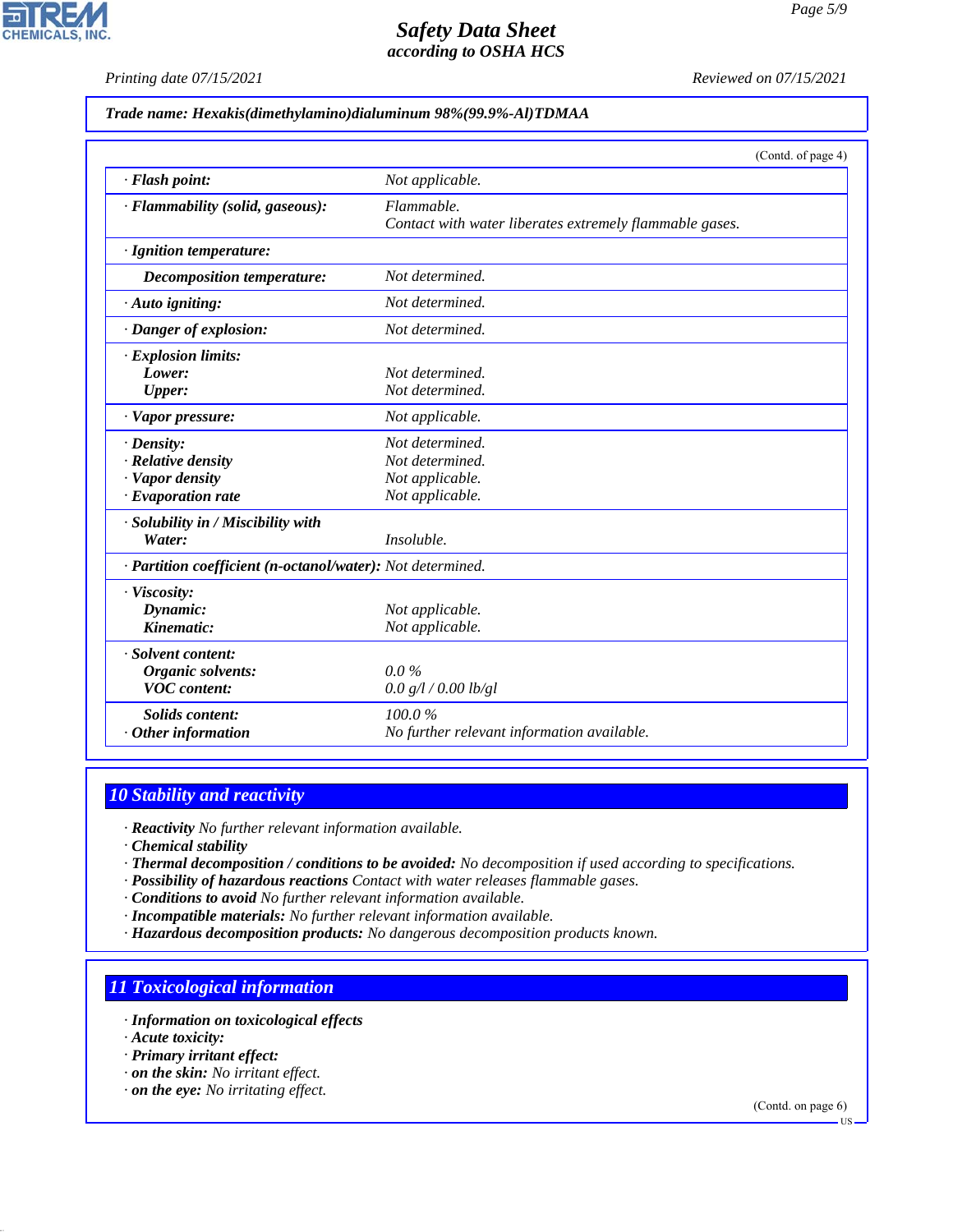**Trade name: Hexakis(dimethylamino)dialuminum 98%(99.9%-Al)TDMAA**

(Contd. of page 4)

| | |
|---|---|
| · **Flash point:** | Not applicable. |
| · **Flammability (solid, gaseous):** | Flammable. Contact with water liberates extremely flammable gases. |
| · **Ignition temperature:** | |
| **Decomposition temperature:** | Not determined. |
| · **Auto igniting:** | Not determined. |
| · **Danger of explosion:** | Not determined. |
| · **Explosion limits:** | |
| **Lower:** | Not determined. |
| **Upper:** | Not determined. |
| · **Vapor pressure:** | Not applicable. |
| · **Density:** | Not determined. |
| · **Relative density** | Not determined. |
| · **Vapor density** | Not applicable. |
| · **Evaporation rate** | Not applicable. |
| · **Solubility in / Miscibility with** | |
| **Water:** | Insoluble. |
| · **Partition coefficient (n-octanol/water):** | Not determined. |
| · **Viscosity:** | |
| **Dynamic:** | Not applicable. |
| **Kinematic:** | Not applicable. |
| · **Solvent content:** | |
| **Organic solvents:** | 0.0 % |
| **VOC content:** | 0.0 g/l / 0.00 lb/gl |
| **Solids content:** | 100.0 % |
| · **Other information** | No further relevant information available. |

## 10 Stability and reactivity

· **Reactivity** No further relevant information available.
· **Chemical stability**
· **Thermal decomposition / conditions to be avoided:** No decomposition if used according to specifications.
· **Possibility of hazardous reactions** Contact with water releases flammable gases.
· **Conditions to avoid** No further relevant information available.
· **Incompatible materials:** No further relevant information available.
· **Hazardous decomposition products:** No dangerous decomposition products known.

## 11 Toxicological information

· **Information on toxicological effects**
· **Acute toxicity:**
· **Primary irritant effect:**
· **on the skin:** No irritant effect.
· **on the eye:** No irritating effect.

(Contd. on page 6)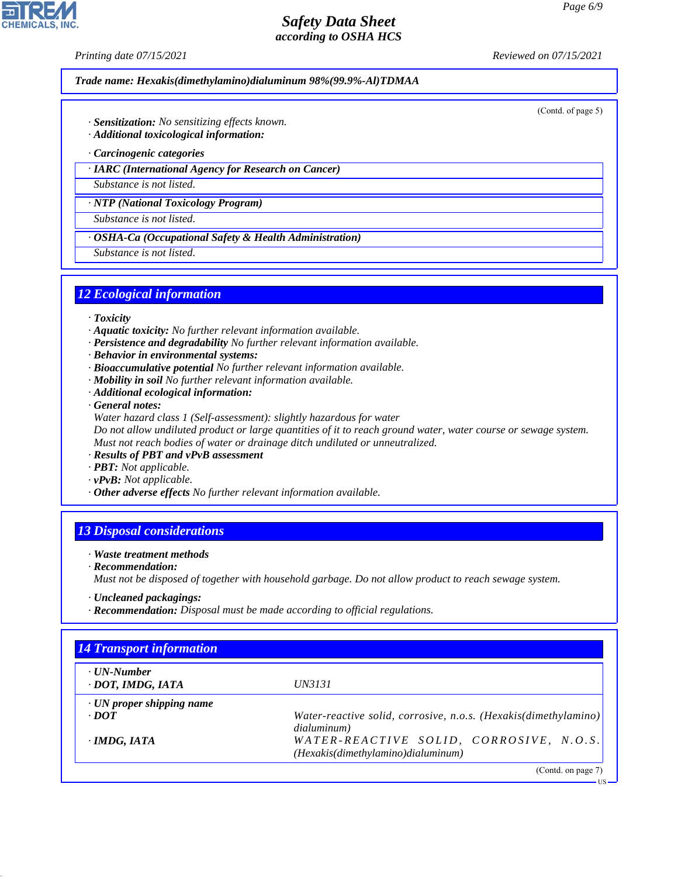**Trade name: Hexakis(dimethylamino)dialuminum 98%(99.9%-Al)TDMAA**

(Contd. of page 5)

· **Sensitization:** No sensitizing effects known.
· **Additional toxicological information:**

· **Carcinogenic categories**

| · IARC (International Agency for Research on Cancer) |
|---|
| Substance is not listed. |

| · NTP (National Toxicology Program) |
|---|
| Substance is not listed. |

| · OSHA-Ca (Occupational Safety & Health Administration) |
|---|
| Substance is not listed. |

## 12 Ecological information

· **Toxicity**
· **Aquatic toxicity:** No further relevant information available.
· **Persistence and degradability** No further relevant information available.
· **Behavior in environmental systems:**
· **Bioaccumulative potential** No further relevant information available.
· **Mobility in soil** No further relevant information available.
· **Additional ecological information:**
· **General notes:**
Water hazard class 1 (Self-assessment): slightly hazardous for water
Do not allow undiluted product or large quantities of it to reach ground water, water course or sewage system.
Must not reach bodies of water or drainage ditch undiluted or unneutralized.
· **Results of PBT and vPvB assessment**
· **PBT:** Not applicable.
· **vPvB:** Not applicable.
· **Other adverse effects** No further relevant information available.

## 13 Disposal considerations

· **Waste treatment methods**
· **Recommendation:**
Must not be disposed of together with household garbage. Do not allow product to reach sewage system.

· **Uncleaned packagings:**
· **Recommendation:** Disposal must be made according to official regulations.

## 14 Transport information

| | |
|---|---|
| · **UN-Number**<br>· **DOT, IMDG, IATA** | UN3131 |
| · **UN proper shipping name**<br>· **DOT** | Water-reactive solid, corrosive, n.o.s. (Hexakis(dimethylamino) dialuminum) |
| · **IMDG, IATA** | WATER-REACTIVE SOLID, CORROSIVE, N.O.S. (Hexakis(dimethylamino)dialuminum) |

(Contd. on page 7)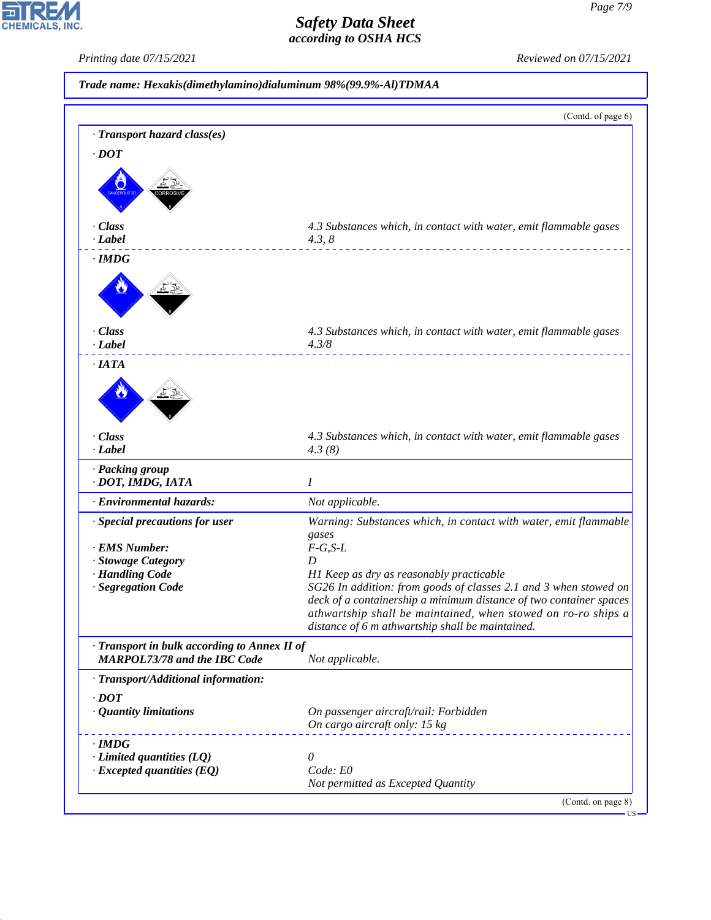Trade name: Hexakis(dimethylamino)dialuminum 98%(99.9%-Al)TDMAA

(Contd. of page 6)

· **Transport hazard class(es)**

· **DOT**

· **Class** 4.3 Substances which, in contact with water, emit flammable gases
· **Label** 4.3, 8

· **IMDG**

· **Class** 4.3 Substances which, in contact with water, emit flammable gases
· **Label** 4.3/8

· **IATA**

· **Class** 4.3 Substances which, in contact with water, emit flammable gases
· **Label** 4.3 (8)

· **Packing group**
· **DOT, IMDG, IATA** I

· **Environmental hazards:** Not applicable.

· **Special precautions for user** Warning: Substances which, in contact with water, emit flammable gases
· **EMS Number:** F-G,S-L
· **Stowage Category** D
· **Handling Code** H1 Keep as dry as reasonably practicable
· **Segregation Code** SG26 In addition: from goods of classes 2.1 and 3 when stowed on deck of a containership a minimum distance of two container spaces athwartship shall be maintained, when stowed on ro-ro ships a distance of 6 m athwartship shall be maintained.

· **Transport in bulk according to Annex II of MARPOL73/78 and the IBC Code** Not applicable.

· **Transport/Additional information:**

· **DOT**
· **Quantity limitations** On passenger aircraft/rail: Forbidden
On cargo aircraft only: 15 kg

· **IMDG**
· **Limited quantities (LQ)** 0
· **Excepted quantities (EQ)** Code: E0
Not permitted as Excepted Quantity

(Contd. on page 8)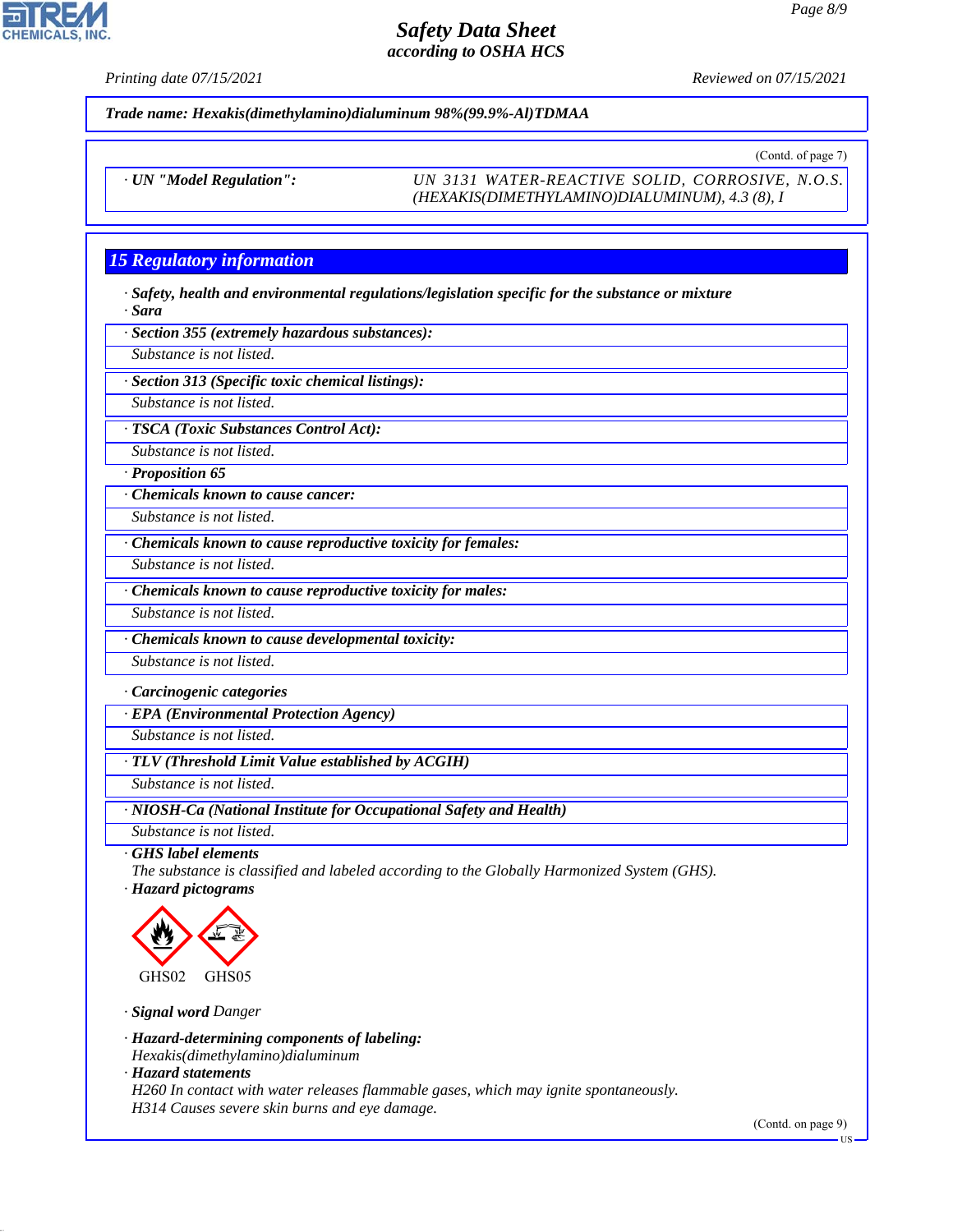**Trade name: Hexakis(dimethylamino)dialuminum 98%(99.9%-Al)TDMAA**

(Contd. of page 7)

· **UN "Model Regulation":** UN 3131 WATER-REACTIVE SOLID, CORROSIVE, N.O.S. (HEXAKIS(DIMETHYLAMINO)DIALUMINUM), 4.3 (8), I

## 15 Regulatory information

· **Safety, health and environmental regulations/legislation specific for the substance or mixture**
· **Sara**

· **Section 355 (extremely hazardous substances):**
Substance is not listed.

· **Section 313 (Specific toxic chemical listings):**
Substance is not listed.

· **TSCA (Toxic Substances Control Act):**
Substance is not listed.

· **Proposition 65**

· **Chemicals known to cause cancer:**
Substance is not listed.

· **Chemicals known to cause reproductive toxicity for females:**
Substance is not listed.

· **Chemicals known to cause reproductive toxicity for males:**
Substance is not listed.

· **Chemicals known to cause developmental toxicity:**
Substance is not listed.

· **Carcinogenic categories**

· **EPA (Environmental Protection Agency)**
Substance is not listed.

· **TLV (Threshold Limit Value established by ACGIH)**
Substance is not listed.

· **NIOSH-Ca (National Institute for Occupational Safety and Health)**
Substance is not listed.

· **GHS label elements**
The substance is classified and labeled according to the Globally Harmonized System (GHS).

· **Hazard pictograms**

GHS02 GHS05

· **Signal word** Danger

· **Hazard-determining components of labeling:**
Hexakis(dimethylamino)dialuminum

· **Hazard statements**
H260 In contact with water releases flammable gases, which may ignite spontaneously.
H314 Causes severe skin burns and eye damage.

(Contd. on page 9)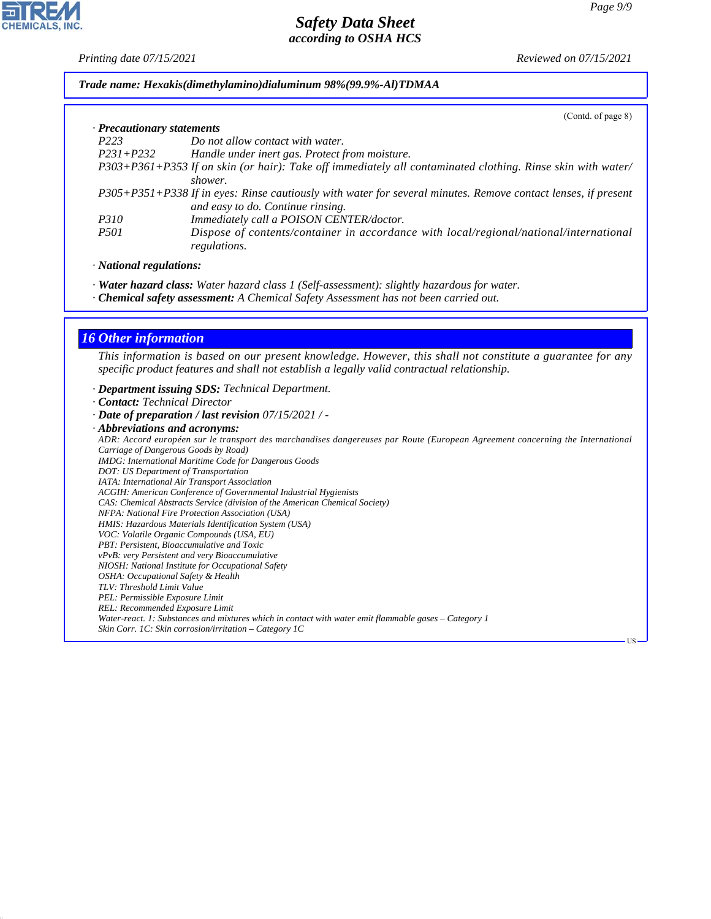Trade name: Hexakis(dimethylamino)dialuminum 98%(99.9%-Al)TDMAA

(Contd. of page 8)

· **Precautionary statements**

| | |
|---|---|
| P223 | Do not allow contact with water. |
| P231+P232 | Handle under inert gas. Protect from moisture. |
| P303+P361+P353 | If on skin (or hair): Take off immediately all contaminated clothing. Rinse skin with water/shower. |
| P305+P351+P338 | If in eyes: Rinse cautiously with water for several minutes. Remove contact lenses, if present and easy to do. Continue rinsing. |
| P310 | Immediately call a POISON CENTER/doctor. |
| P501 | Dispose of contents/container in accordance with local/regional/national/international regulations. |

· **National regulations:**

· **Water hazard class:** Water hazard class 1 (Self-assessment): slightly hazardous for water.
· **Chemical safety assessment:** A Chemical Safety Assessment has not been carried out.

## 16 Other information

This information is based on our present knowledge. However, this shall not constitute a guarantee for any specific product features and shall not establish a legally valid contractual relationship.

· **Department issuing SDS:** Technical Department.
· **Contact:** Technical Director
· **Date of preparation / last revision** 07/15/2021 / -
· **Abbreviations and acronyms:**

ADR: Accord européen sur le transport des marchandises dangereuses par Route (European Agreement concerning the International Carriage of Dangerous Goods by Road)
IMDG: International Maritime Code for Dangerous Goods
DOT: US Department of Transportation
IATA: International Air Transport Association
ACGIH: American Conference of Governmental Industrial Hygienists
CAS: Chemical Abstracts Service (division of the American Chemical Society)
NFPA: National Fire Protection Association (USA)
HMIS: Hazardous Materials Identification System (USA)
VOC: Volatile Organic Compounds (USA, EU)
PBT: Persistent, Bioaccumulative and Toxic
vPvB: very Persistent and very Bioaccumulative
NIOSH: National Institute for Occupational Safety
OSHA: Occupational Safety & Health
TLV: Threshold Limit Value
PEL: Permissible Exposure Limit
REL: Recommended Exposure Limit
Water-react. 1: Substances and mixtures which in contact with water emit flammable gases – Category 1
Skin Corr. 1C: Skin corrosion/irritation – Category 1C